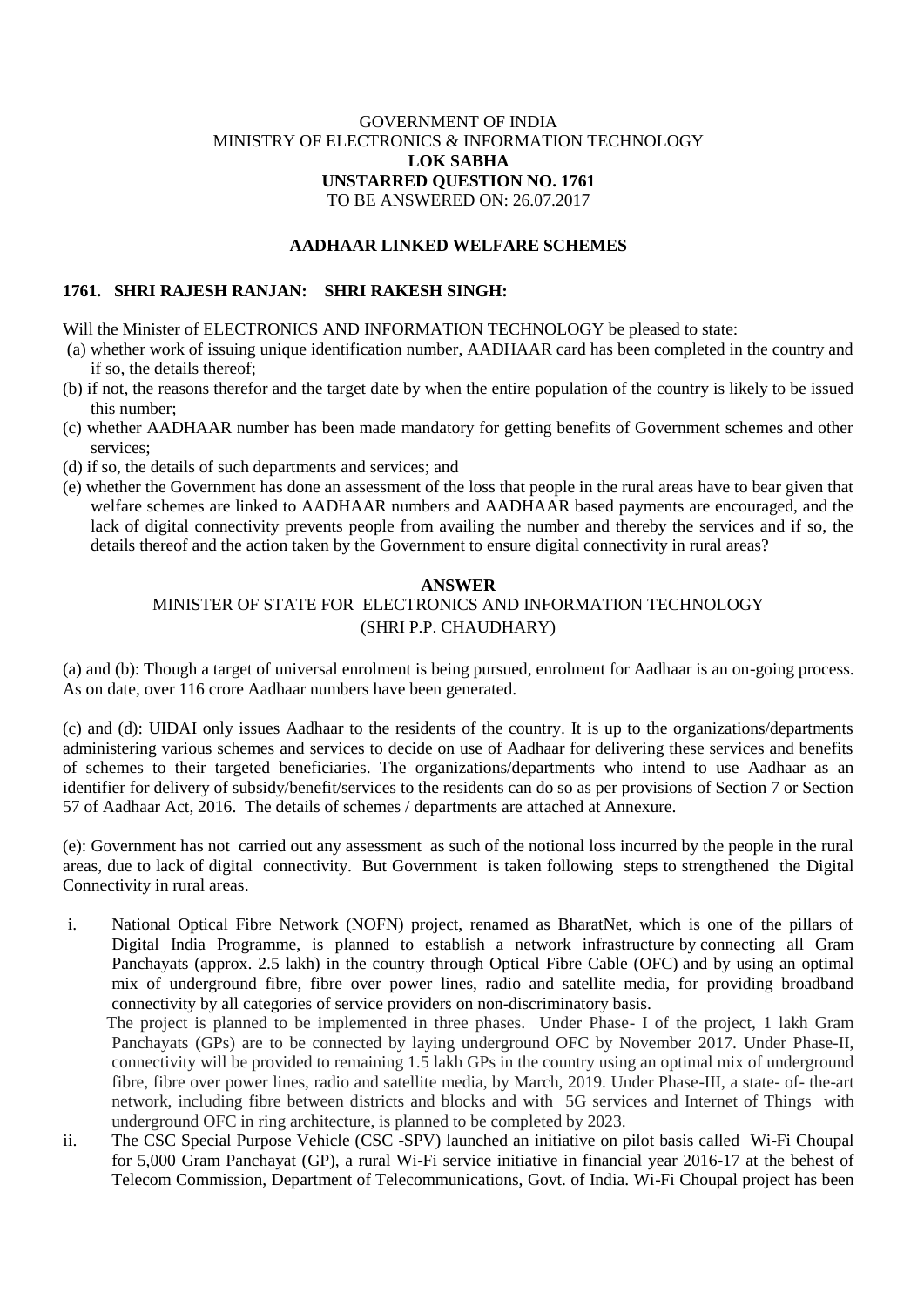GOVERNMENT OF INDIA
MINISTRY OF ELECTRONICS & INFORMATION TECHNOLOGY
**LOK SABHA**
**UNSTARRED QUESTION NO. 1761**
TO BE ANSWERED ON: 26.07.2017

**AADHAAR LINKED WELFARE SCHEMES**

**1761. SHRI RAJESH RANJAN: SHRI RAKESH SINGH:**

Will the Minister of ELECTRONICS AND INFORMATION TECHNOLOGY be pleased to state:

(a) whether work of issuing unique identification number, AADHAAR card has been completed in the country and if so, the details thereof;

(b) if not, the reasons therefor and the target date by when the entire population of the country is likely to be issued this number;

(c) whether AADHAAR number has been made mandatory for getting benefits of Government schemes and other services;

(d) if so, the details of such departments and services; and

(e) whether the Government has done an assessment of the loss that people in the rural areas have to bear given that welfare schemes are linked to AADHAAR numbers and AADHAAR based payments are encouraged, and the lack of digital connectivity prevents people from availing the number and thereby the services and if so, the details thereof and the action taken by the Government to ensure digital connectivity in rural areas?

**ANSWER**

MINISTER OF STATE FOR ELECTRONICS AND INFORMATION TECHNOLOGY
(SHRI P.P. CHAUDHARY)

(a) and (b): Though a target of universal enrolment is being pursued, enrolment for Aadhaar is an on-going process. As on date, over 116 crore Aadhaar numbers have been generated.

(c) and (d): UIDAI only issues Aadhaar to the residents of the country. It is up to the organizations/departments administering various schemes and services to decide on use of Aadhaar for delivering these services and benefits of schemes to their targeted beneficiaries. The organizations/departments who intend to use Aadhaar as an identifier for delivery of subsidy/benefit/services to the residents can do so as per provisions of Section 7 or Section 57 of Aadhaar Act, 2016. The details of schemes / departments are attached at Annexure.

(e): Government has not carried out any assessment as such of the notional loss incurred by the people in the rural areas, due to lack of digital connectivity. But Government is taken following steps to strengthened the Digital Connectivity in rural areas.

i. National Optical Fibre Network (NOFN) project, renamed as BharatNet, which is one of the pillars of Digital India Programme, is planned to establish a network infrastructure by connecting all Gram Panchayats (approx. 2.5 lakh) in the country through Optical Fibre Cable (OFC) and by using an optimal mix of underground fibre, fibre over power lines, radio and satellite media, for providing broadband connectivity by all categories of service providers on non-discriminatory basis.

   The project is planned to be implemented in three phases. Under Phase- I of the project, 1 lakh Gram Panchayats (GPs) are to be connected by laying underground OFC by November 2017. Under Phase-II, connectivity will be provided to remaining 1.5 lakh GPs in the country using an optimal mix of underground fibre, fibre over power lines, radio and satellite media, by March, 2019. Under Phase-III, a state- of- the-art network, including fibre between districts and blocks and with 5G services and Internet of Things with underground OFC in ring architecture, is planned to be completed by 2023.

ii. The CSC Special Purpose Vehicle (CSC -SPV) launched an initiative on pilot basis called Wi-Fi Choupal for 5,000 Gram Panchayat (GP), a rural Wi-Fi service initiative in financial year 2016-17 at the behest of Telecom Commission, Department of Telecommunications, Govt. of India. Wi-Fi Choupal project has been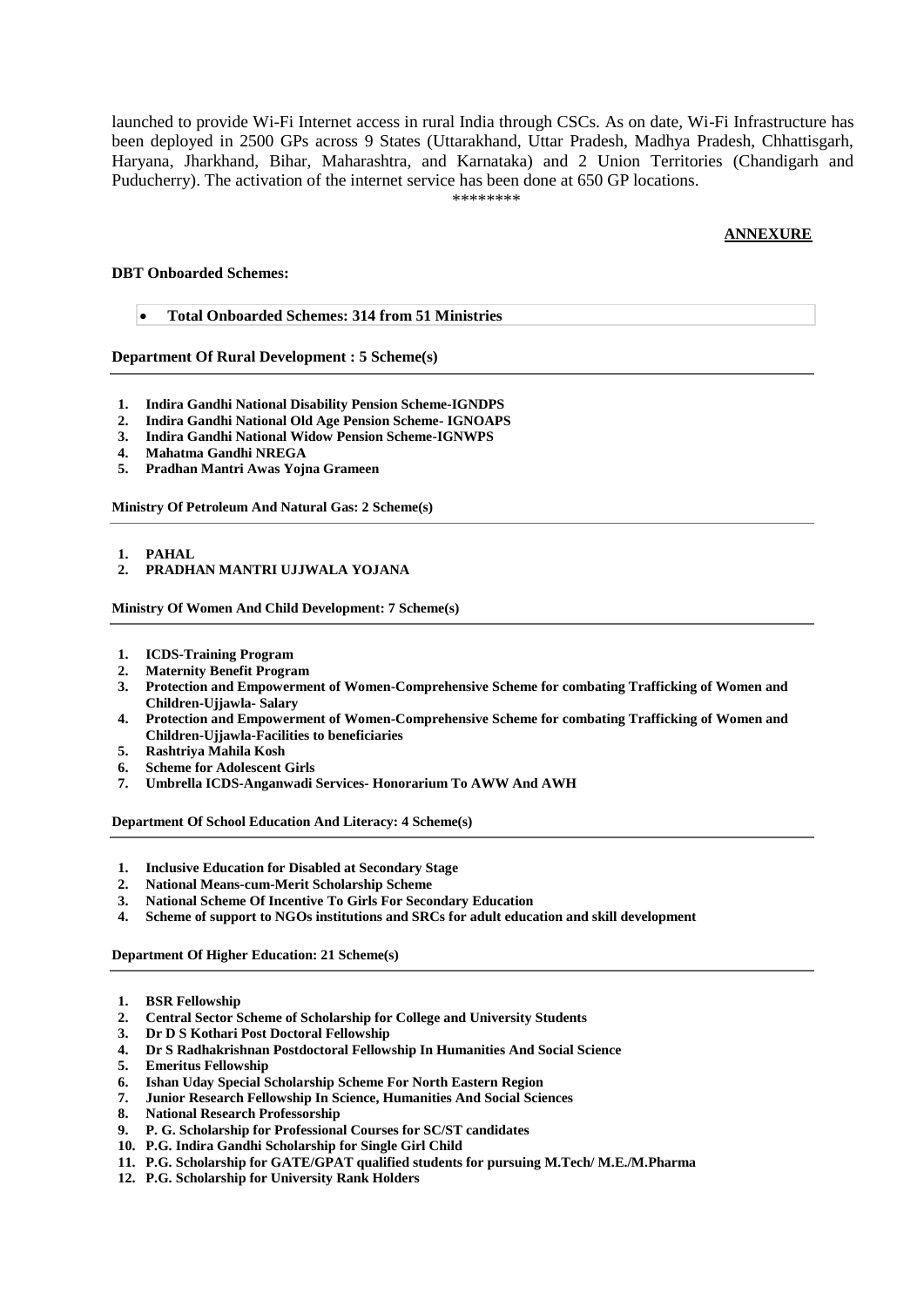launched to provide Wi-Fi Internet access in rural India through CSCs. As on date, Wi-Fi Infrastructure has been deployed in 2500 GPs across 9 States (Uttarakhand, Uttar Pradesh, Madhya Pradesh, Chhattisgarh, Haryana, Jharkhand, Bihar, Maharashtra, and Karnataka) and 2 Union Territories (Chandigarh and Puducherry). The activation of the internet service has been done at 650 GP locations.

********

**ANNEXURE**

**DBT Onboarded Schemes:**

- **Total Onboarded Schemes: 314 from 51 Ministries**

**Department Of Rural Development : 5 Scheme(s)**

1. **Indira Gandhi National Disability Pension Scheme-IGNDPS**
2. **Indira Gandhi National Old Age Pension Scheme- IGNOAPS**
3. **Indira Gandhi National Widow Pension Scheme-IGNWPS**
4. **Mahatma Gandhi NREGA**
5. **Pradhan Mantri Awas Yojna Grameen**

**Ministry Of Petroleum And Natural Gas: 2 Scheme(s)**

1. **PAHAL**
2. **PRADHAN MANTRI UJJWALA YOJANA**

**Ministry Of Women And Child Development: 7 Scheme(s)**

1. **ICDS-Training Program**
2. **Maternity Benefit Program**
3. **Protection and Empowerment of Women-Comprehensive Scheme for combating Trafficking of Women and Children-Ujjawla- Salary**
4. **Protection and Empowerment of Women-Comprehensive Scheme for combating Trafficking of Women and Children-Ujjawla-Facilities to beneficiaries**
5. **Rashtriya Mahila Kosh**
6. **Scheme for Adolescent Girls**
7. **Umbrella ICDS-Anganwadi Services- Honorarium To AWW And AWH**

**Department Of School Education And Literacy: 4 Scheme(s)**

1. **Inclusive Education for Disabled at Secondary Stage**
2. **National Means-cum-Merit Scholarship Scheme**
3. **National Scheme Of Incentive To Girls For Secondary Education**
4. **Scheme of support to NGOs institutions and SRCs for adult education and skill development**

**Department Of Higher Education: 21 Scheme(s)**

1. **BSR Fellowship**
2. **Central Sector Scheme of Scholarship for College and University Students**
3. **Dr D S Kothari Post Doctoral Fellowship**
4. **Dr S Radhakrishnan Postdoctoral Fellowship In Humanities And Social Science**
5. **Emeritus Fellowship**
6. **Ishan Uday Special Scholarship Scheme For North Eastern Region**
7. **Junior Research Fellowship In Science, Humanities And Social Sciences**
8. **National Research Professorship**
9. **P. G. Scholarship for Professional Courses for SC/ST candidates**
10. **P.G. Indira Gandhi Scholarship for Single Girl Child**
11. **P.G. Scholarship for GATE/GPAT qualified students for pursuing M.Tech/ M.E./M.Pharma**
12. **P.G. Scholarship for University Rank Holders**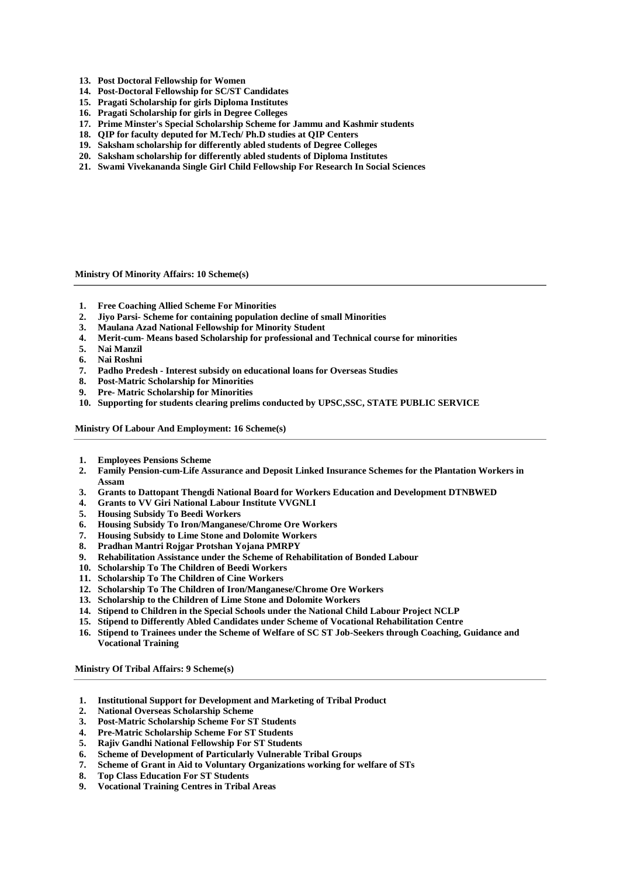13. **Post Doctoral Fellowship for Women**
14. **Post-Doctoral Fellowship for SC/ST Candidates**
15. **Pragati Scholarship for girls Diploma Institutes**
16. **Pragati Scholarship for girls in Degree Colleges**
17. **Prime Minster's Special Scholarship Scheme for Jammu and Kashmir students**
18. **QIP for faculty deputed for M.Tech/ Ph.D studies at QIP Centers**
19. **Saksham scholarship for differently abled students of Degree Colleges**
20. **Saksham scholarship for differently abled students of Diploma Institutes**
21. **Swami Vivekananda Single Girl Child Fellowship For Research In Social Sciences**

**Ministry Of Minority Affairs: 10 Scheme(s)**

---

1. **Free Coaching Allied Scheme For Minorities**
2. **Jiyo Parsi- Scheme for containing population decline of small Minorities**
3. **Maulana Azad National Fellowship for Minority Student**
4. **Merit-cum- Means based Scholarship for professional and Technical course for minorities**
5. **Nai Manzil**
6. **Nai Roshni**
7. **Padho Predesh - Interest subsidy on educational loans for Overseas Studies**
8. **Post-Matric Scholarship for Minorities**
9. **Pre- Matric Scholarship for Minorities**
10. **Supporting for students clearing prelims conducted by UPSC,SSC, STATE PUBLIC SERVICE**

**Ministry Of Labour And Employment: 16 Scheme(s)**

---

1. **Employees Pensions Scheme**
2. **Family Pension-cum-Life Assurance and Deposit Linked Insurance Schemes for the Plantation Workers in Assam**
3. **Grants to Dattopant Thengdi National Board for Workers Education and Development DTNBWED**
4. **Grants to VV Giri National Labour Institute VVGNLI**
5. **Housing Subsidy To Beedi Workers**
6. **Housing Subsidy To Iron/Manganese/Chrome Ore Workers**
7. **Housing Subsidy to Lime Stone and Dolomite Workers**
8. **Pradhan Mantri Rojgar Protshan Yojana PMRPY**
9. **Rehabilitation Assistance under the Scheme of Rehabilitation of Bonded Labour**
10. **Scholarship To The Children of Beedi Workers**
11. **Scholarship To The Children of Cine Workers**
12. **Scholarship To The Children of Iron/Manganese/Chrome Ore Workers**
13. **Scholarship to the Children of Lime Stone and Dolomite Workers**
14. **Stipend to Children in the Special Schools under the National Child Labour Project NCLP**
15. **Stipend to Differently Abled Candidates under Scheme of Vocational Rehabilitation Centre**
16. **Stipend to Trainees under the Scheme of Welfare of SC ST Job-Seekers through Coaching, Guidance and Vocational Training**

**Ministry Of Tribal Affairs: 9 Scheme(s)**

---

1. **Institutional Support for Development and Marketing of Tribal Product**
2. **National Overseas Scholarship Scheme**
3. **Post-Matric Scholarship Scheme For ST Students**
4. **Pre-Matric Scholarship Scheme For ST Students**
5. **Rajiv Gandhi National Fellowship For ST Students**
6. **Scheme of Development of Particularly Vulnerable Tribal Groups**
7. **Scheme of Grant in Aid to Voluntary Organizations working for welfare of STs**
8. **Top Class Education For ST Students**
9. **Vocational Training Centres in Tribal Areas**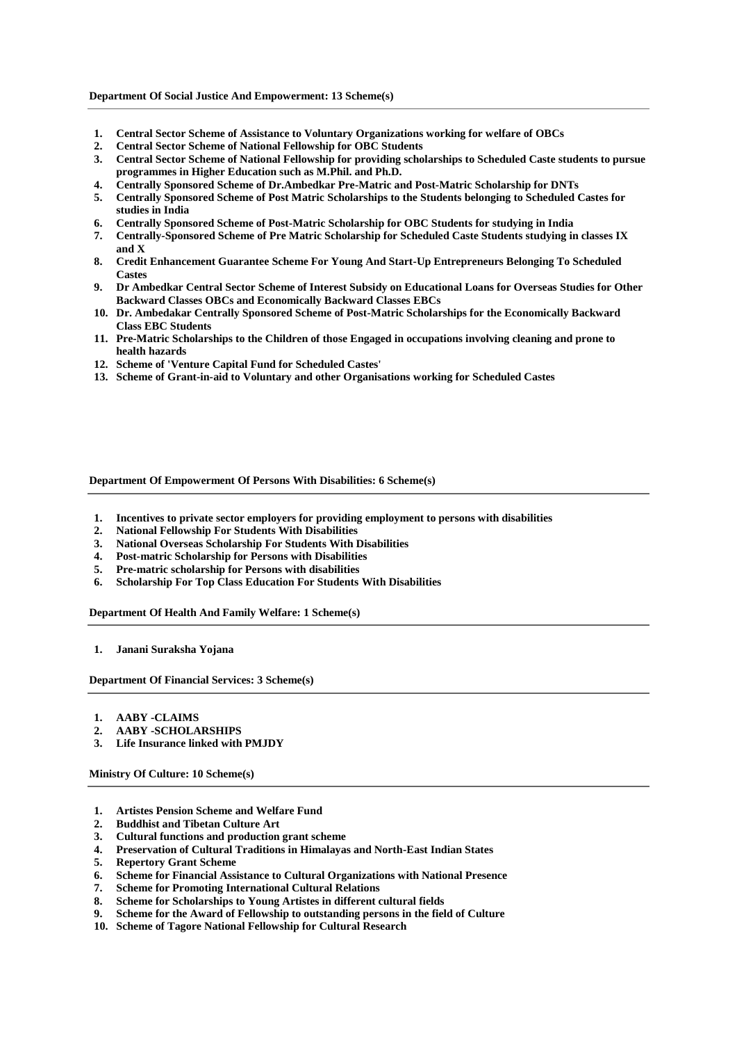**Department Of Social Justice And Empowerment: 13 Scheme(s)**

---

1. **Central Sector Scheme of Assistance to Voluntary Organizations working for welfare of OBCs**
2. **Central Sector Scheme of National Fellowship for OBC Students**
3. **Central Sector Scheme of National Fellowship for providing scholarships to Scheduled Caste students to pursue programmes in Higher Education such as M.Phil. and Ph.D.**
4. **Centrally Sponsored Scheme of Dr.Ambedkar Pre-Matric and Post-Matric Scholarship for DNTs**
5. **Centrally Sponsored Scheme of Post Matric Scholarships to the Students belonging to Scheduled Castes for studies in India**
6. **Centrally Sponsored Scheme of Post-Matric Scholarship for OBC Students for studying in India**
7. **Centrally-Sponsored Scheme of Pre Matric Scholarship for Scheduled Caste Students studying in classes IX and X**
8. **Credit Enhancement Guarantee Scheme For Young And Start-Up Entrepreneurs Belonging To Scheduled Castes**
9. **Dr Ambedkar Central Sector Scheme of Interest Subsidy on Educational Loans for Overseas Studies for Other Backward Classes OBCs and Economically Backward Classes EBCs**
10. **Dr. Ambedakar Centrally Sponsored Scheme of Post-Matric Scholarships for the Economically Backward Class EBC Students**
11. **Pre-Matric Scholarships to the Children of those Engaged in occupations involving cleaning and prone to health hazards**
12. **Scheme of 'Venture Capital Fund for Scheduled Castes'**
13. **Scheme of Grant-in-aid to Voluntary and other Organisations working for Scheduled Castes**

**Department Of Empowerment Of Persons With Disabilities: 6 Scheme(s)**

---

1. **Incentives to private sector employers for providing employment to persons with disabilities**
2. **National Fellowship For Students With Disabilities**
3. **National Overseas Scholarship For Students With Disabilities**
4. **Post-matric Scholarship for Persons with Disabilities**
5. **Pre-matric scholarship for Persons with disabilities**
6. **Scholarship For Top Class Education For Students With Disabilities**

**Department Of Health And Family Welfare: 1 Scheme(s)**

---

1. **Janani Suraksha Yojana**

**Department Of Financial Services: 3 Scheme(s)**

---

1. **AABY -CLAIMS**
2. **AABY -SCHOLARSHIPS**
3. **Life Insurance linked with PMJDY**

**Ministry Of Culture: 10 Scheme(s)**

---

1. **Artistes Pension Scheme and Welfare Fund**
2. **Buddhist and Tibetan Culture Art**
3. **Cultural functions and production grant scheme**
4. **Preservation of Cultural Traditions in Himalayas and North-East Indian States**
5. **Repertory Grant Scheme**
6. **Scheme for Financial Assistance to Cultural Organizations with National Presence**
7. **Scheme for Promoting International Cultural Relations**
8. **Scheme for Scholarships to Young Artistes in different cultural fields**
9. **Scheme for the Award of Fellowship to outstanding persons in the field of Culture**
10. **Scheme of Tagore National Fellowship for Cultural Research**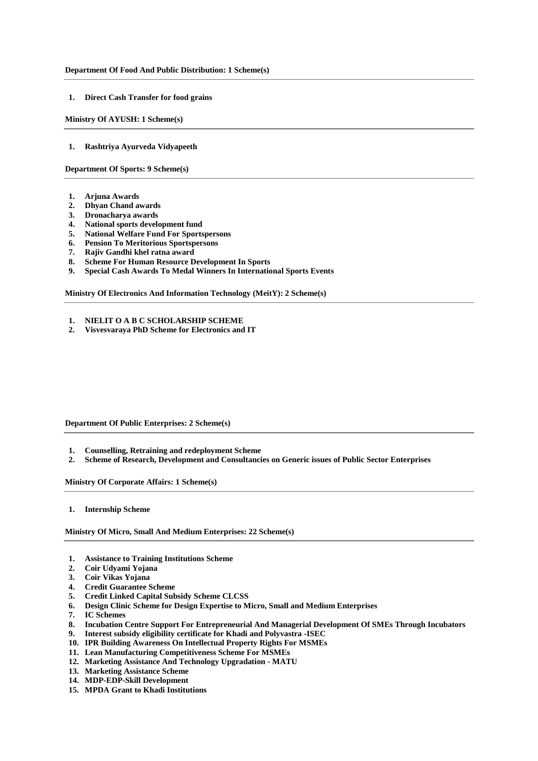**Department Of Food And Public Distribution: 1 Scheme(s)**

---

1. **Direct Cash Transfer for food grains**

**Ministry Of AYUSH: 1 Scheme(s)**

---

1. **Rashtriya Ayurveda Vidyapeeth**

**Department Of Sports: 9 Scheme(s)**

---

1. **Arjuna Awards**
2. **Dhyan Chand awards**
3. **Dronacharya awards**
4. **National sports development fund**
5. **National Welfare Fund For Sportspersons**
6. **Pension To Meritorious Sportspersons**
7. **Rajiv Gandhi khel ratna award**
8. **Scheme For Human Resource Development In Sports**
9. **Special Cash Awards To Medal Winners In International Sports Events**

**Ministry Of Electronics And Information Technology (MeitY): 2 Scheme(s)**

---

1. **NIELIT O A B C SCHOLARSHIP SCHEME**
2. **Visvesvaraya PhD Scheme for Electronics and IT**

**Department Of Public Enterprises: 2 Scheme(s)**

---

1. **Counselling, Retraining and redeployment Scheme**
2. **Scheme of Research, Development and Consultancies on Generic issues of Public Sector Enterprises**

**Ministry Of Corporate Affairs: 1 Scheme(s)**

---

1. **Internship Scheme**

**Ministry Of Micro, Small And Medium Enterprises: 22 Scheme(s)**

---

1. **Assistance to Training Institutions Scheme**
2. **Coir Udyami Yojana**
3. **Coir Vikas Yojana**
4. **Credit Guarantee Scheme**
5. **Credit Linked Capital Subsidy Scheme CLCSS**
6. **Design Clinic Scheme for Design Expertise to Micro, Small and Medium Enterprises**
7. **IC Schemes**
8. **Incubation Centre Support For Entrepreneurial And Managerial Development Of SMEs Through Incubators**
9. **Interest subsidy eligibility certificate for Khadi and Polyvastra -ISEC**
10. **IPR Building Awareness On Intellectual Property Rights For MSMEs**
11. **Lean Manufacturing Competitiveness Scheme For MSMEs**
12. **Marketing Assistance And Technology Upgradation - MATU**
13. **Marketing Assistance Scheme**
14. **MDP-EDP-Skill Development**
15. **MPDA Grant to Khadi Institutions**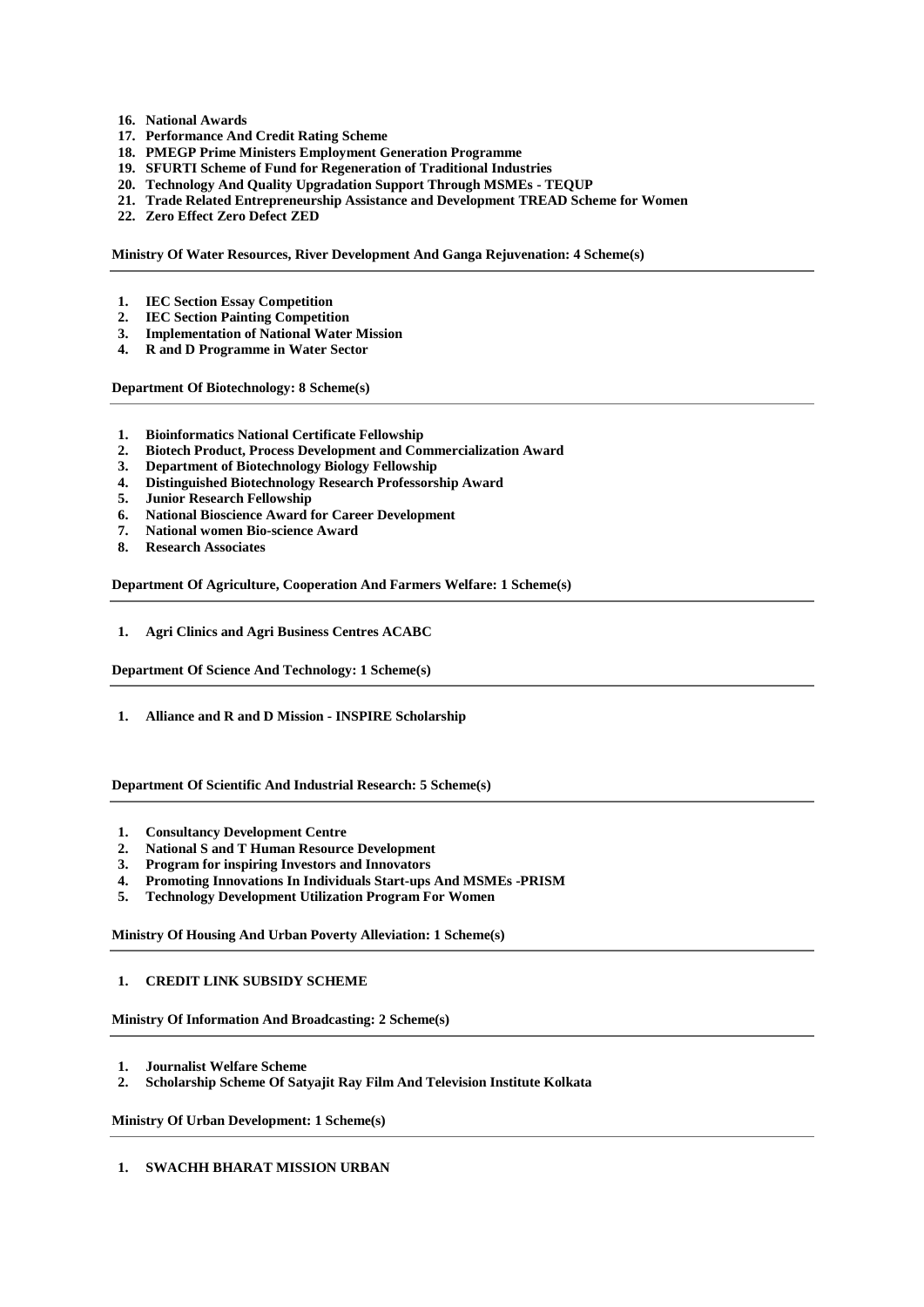16. **National Awards**
17. **Performance And Credit Rating Scheme**
18. **PMEGP Prime Ministers Employment Generation Programme**
19. **SFURTI Scheme of Fund for Regeneration of Traditional Industries**
20. **Technology And Quality Upgradation Support Through MSMEs - TEQUP**
21. **Trade Related Entrepreneurship Assistance and Development TREAD Scheme for Women**
22. **Zero Effect Zero Defect ZED**

**Ministry Of Water Resources, River Development And Ganga Rejuvenation: 4 Scheme(s)**

---

1. **IEC Section Essay Competition**
2. **IEC Section Painting Competition**
3. **Implementation of National Water Mission**
4. **R and D Programme in Water Sector**

**Department Of Biotechnology: 8 Scheme(s)**

---

1. **Bioinformatics National Certificate Fellowship**
2. **Biotech Product, Process Development and Commercialization Award**
3. **Department of Biotechnology Biology Fellowship**
4. **Distinguished Biotechnology Research Professorship Award**
5. **Junior Research Fellowship**
6. **National Bioscience Award for Career Development**
7. **National women Bio-science Award**
8. **Research Associates**

**Department Of Agriculture, Cooperation And Farmers Welfare: 1 Scheme(s)**

---

1. **Agri Clinics and Agri Business Centres ACABC**

**Department Of Science And Technology: 1 Scheme(s)**

---

1. **Alliance and R and D Mission - INSPIRE Scholarship**

**Department Of Scientific And Industrial Research: 5 Scheme(s)**

---

1. **Consultancy Development Centre**
2. **National S and T Human Resource Development**
3. **Program for inspiring Investors and Innovators**
4. **Promoting Innovations In Individuals Start-ups And MSMEs -PRISM**
5. **Technology Development Utilization Program For Women**

**Ministry Of Housing And Urban Poverty Alleviation: 1 Scheme(s)**

---

1. **CREDIT LINK SUBSIDY SCHEME**

**Ministry Of Information And Broadcasting: 2 Scheme(s)**

---

1. **Journalist Welfare Scheme**
2. **Scholarship Scheme Of Satyajit Ray Film And Television Institute Kolkata**

**Ministry Of Urban Development: 1 Scheme(s)**

---

1. **SWACHH BHARAT MISSION URBAN**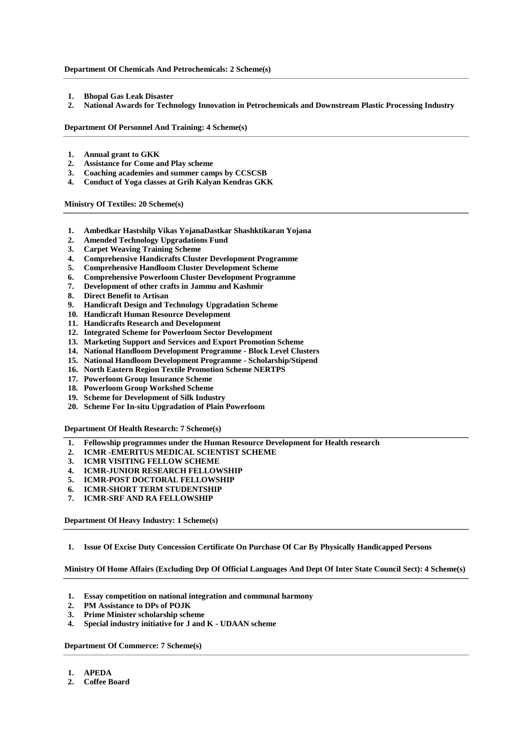**Department Of Chemicals And Petrochemicals: 2 Scheme(s)**

---

1. **Bhopal Gas Leak Disaster**
2. **National Awards for Technology Innovation in Petrochemicals and Downstream Plastic Processing Industry**

**Department Of Personnel And Training: 4 Scheme(s)**

---

1. **Annual grant to GKK**
2. **Assistance for Come and Play scheme**
3. **Coaching academies and summer camps by CCSCSB**
4. **Conduct of Yoga classes at Grih Kalyan Kendras GKK**

**Ministry Of Textiles: 20 Scheme(s)**

---

1. **Ambedkar Hastshilp Vikas YojanaDastkar Shashktikaran Yojana**
2. **Amended Technology Upgradations Fund**
3. **Carpet Weaving Training Scheme**
4. **Comprehensive Handicrafts Cluster Development Programme**
5. **Comprehensive Handloom Cluster Development Scheme**
6. **Comprehensive Powerloom Cluster Development Programme**
7. **Development of other crafts in Jammu and Kashmir**
8. **Direct Benefit to Artisan**
9. **Handicraft Design and Technology Upgradation Scheme**
10. **Handicraft Human Resource Development**
11. **Handicrafts Research and Development**
12. **Integrated Scheme for Powerloom Sector Development**
13. **Marketing Support and Services and Export Promotion Scheme**
14. **National Handloom Development Programme - Block Level Clusters**
15. **National Handloom Development Programme - Scholarship/Stipend**
16. **North Eastern Region Textile Promotion Scheme NERTPS**
17. **Powerloom Group Insurance Scheme**
18. **Powerloom Group Workshed Scheme**
19. **Scheme for Development of Silk Industry**
20. **Scheme For In-situ Upgradation of Plain Powerloom**

**Department Of Health Research: 7 Scheme(s)**

---

1. **Fellowship programmes under the Human Resource Development for Health research**
2. **ICMR -EMERITUS MEDICAL SCIENTIST SCHEME**
3. **ICMR VISITING FELLOW SCHEME**
4. **ICMR-JUNIOR RESEARCH FELLOWSHIP**
5. **ICMR-POST DOCTORAL FELLOWSHIP**
6. **ICMR-SHORT TERM STUDENTSHIP**
7. **ICMR-SRF AND RA FELLOWSHIP**

**Department Of Heavy Industry: 1 Scheme(s)**

---

1. **Issue Of Excise Duty Concession Certificate On Purchase Of Car By Physically Handicapped Persons**

**Ministry Of Home Affairs (Excluding Dep Of Official Languages And Dept Of Inter State Council Sect): 4 Scheme(s)**

---

1. **Essay competition on national integration and communal harmony**
2. **PM Assistance to DPs of POJK**
3. **Prime Minister scholarship scheme**
4. **Special industry initiative for J and K - UDAAN scheme**

**Department Of Commerce: 7 Scheme(s)**

---

1. **APEDA**
2. **Coffee Board**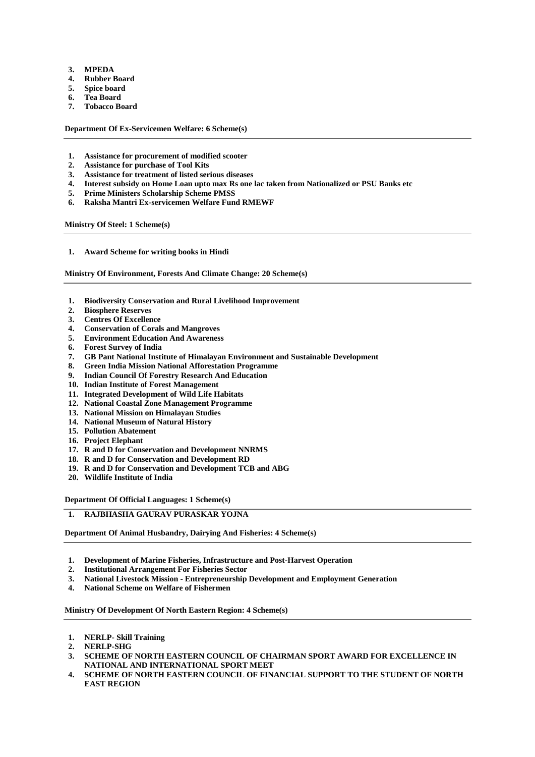3. **MPEDA**
4. **Rubber Board**
5. **Spice board**
6. **Tea Board**
7. **Tobacco Board**

**Department Of Ex-Servicemen Welfare: 6 Scheme(s)**

---

1. **Assistance for procurement of modified scooter**
2. **Assistance for purchase of Tool Kits**
3. **Assistance for treatment of listed serious diseases**
4. **Interest subsidy on Home Loan upto max Rs one lac taken from Nationalized or PSU Banks etc**
5. **Prime Ministers Scholarship Scheme PMSS**
6. **Raksha Mantri Ex-servicemen Welfare Fund RMEWF**

**Ministry Of Steel: 1 Scheme(s)**

---

1. **Award Scheme for writing books in Hindi**

**Ministry Of Environment, Forests And Climate Change: 20 Scheme(s)**

---

1. **Biodiversity Conservation and Rural Livelihood Improvement**
2. **Biosphere Reserves**
3. **Centres Of Excellence**
4. **Conservation of Corals and Mangroves**
5. **Environment Education And Awareness**
6. **Forest Survey of India**
7. **GB Pant National Institute of Himalayan Environment and Sustainable Development**
8. **Green India Mission National Afforestation Programme**
9. **Indian Council Of Forestry Research And Education**
10. **Indian Institute of Forest Management**
11. **Integrated Development of Wild Life Habitats**
12. **National Coastal Zone Management Programme**
13. **National Mission on Himalayan Studies**
14. **National Museum of Natural History**
15. **Pollution Abatement**
16. **Project Elephant**
17. **R and D for Conservation and Development NNRMS**
18. **R and D for Conservation and Development RD**
19. **R and D for Conservation and Development TCB and ABG**
20. **Wildlife Institute of India**

**Department Of Official Languages: 1 Scheme(s)**

---

1. **RAJBHASHA GAURAV PURASKAR YOJNA**

**Department Of Animal Husbandry, Dairying And Fisheries: 4 Scheme(s)**

---

1. **Development of Marine Fisheries, Infrastructure and Post-Harvest Operation**
2. **Institutional Arrangement For Fisheries Sector**
3. **National Livestock Mission - Entrepreneurship Development and Employment Generation**
4. **National Scheme on Welfare of Fishermen**

**Ministry Of Development Of North Eastern Region: 4 Scheme(s)**

---

1. **NERLP- Skill Training**
2. **NERLP-SHG**
3. **SCHEME OF NORTH EASTERN COUNCIL OF CHAIRMAN SPORT AWARD FOR EXCELLENCE IN NATIONAL AND INTERNATIONAL SPORT MEET**
4. **SCHEME OF NORTH EASTERN COUNCIL OF FINANCIAL SUPPORT TO THE STUDENT OF NORTH EAST REGION**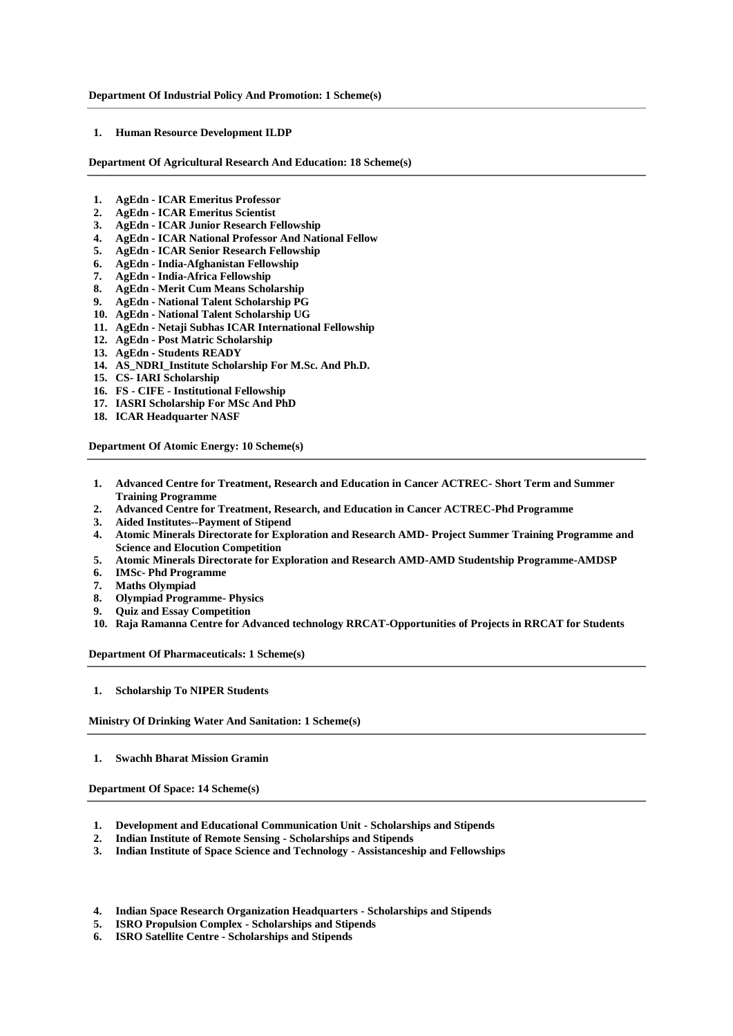**Department Of Industrial Policy And Promotion: 1 Scheme(s)**

---

1. **Human Resource Development ILDP**

**Department Of Agricultural Research And Education: 18 Scheme(s)**

---

1. **AgEdn - ICAR Emeritus Professor**
2. **AgEdn - ICAR Emeritus Scientist**
3. **AgEdn - ICAR Junior Research Fellowship**
4. **AgEdn - ICAR National Professor And National Fellow**
5. **AgEdn - ICAR Senior Research Fellowship**
6. **AgEdn - India-Afghanistan Fellowship**
7. **AgEdn - India-Africa Fellowship**
8. **AgEdn - Merit Cum Means Scholarship**
9. **AgEdn - National Talent Scholarship PG**
10. **AgEdn - National Talent Scholarship UG**
11. **AgEdn - Netaji Subhas ICAR International Fellowship**
12. **AgEdn - Post Matric Scholarship**
13. **AgEdn - Students READY**
14. **AS_NDRI_Institute Scholarship For M.Sc. And Ph.D.**
15. **CS- IARI Scholarship**
16. **FS - CIFE - Institutional Fellowship**
17. **IASRI Scholarship For MSc And PhD**
18. **ICAR Headquarter NASF**

**Department Of Atomic Energy: 10 Scheme(s)**

---

1. **Advanced Centre for Treatment, Research and Education in Cancer ACTREC- Short Term and Summer Training Programme**
2. **Advanced Centre for Treatment, Research, and Education in Cancer ACTREC-Phd Programme**
3. **Aided Institutes--Payment of Stipend**
4. **Atomic Minerals Directorate for Exploration and Research AMD- Project Summer Training Programme and Science and Elocution Competition**
5. **Atomic Minerals Directorate for Exploration and Research AMD-AMD Studentship Programme-AMDSP**
6. **IMSc- Phd Programme**
7. **Maths Olympiad**
8. **Olympiad Programme- Physics**
9. **Quiz and Essay Competition**
10. **Raja Ramanna Centre for Advanced technology RRCAT-Opportunities of Projects in RRCAT for Students**

**Department Of Pharmaceuticals: 1 Scheme(s)**

---

1. **Scholarship To NIPER Students**

**Ministry Of Drinking Water And Sanitation: 1 Scheme(s)**

---

1. **Swachh Bharat Mission Gramin**

**Department Of Space: 14 Scheme(s)**

---

1. **Development and Educational Communication Unit - Scholarships and Stipends**
2. **Indian Institute of Remote Sensing - Scholarships and Stipends**
3. **Indian Institute of Space Science and Technology - Assistanceship and Fellowships**
4. **Indian Space Research Organization Headquarters - Scholarships and Stipends**
5. **ISRO Propulsion Complex - Scholarships and Stipends**
6. **ISRO Satellite Centre - Scholarships and Stipends**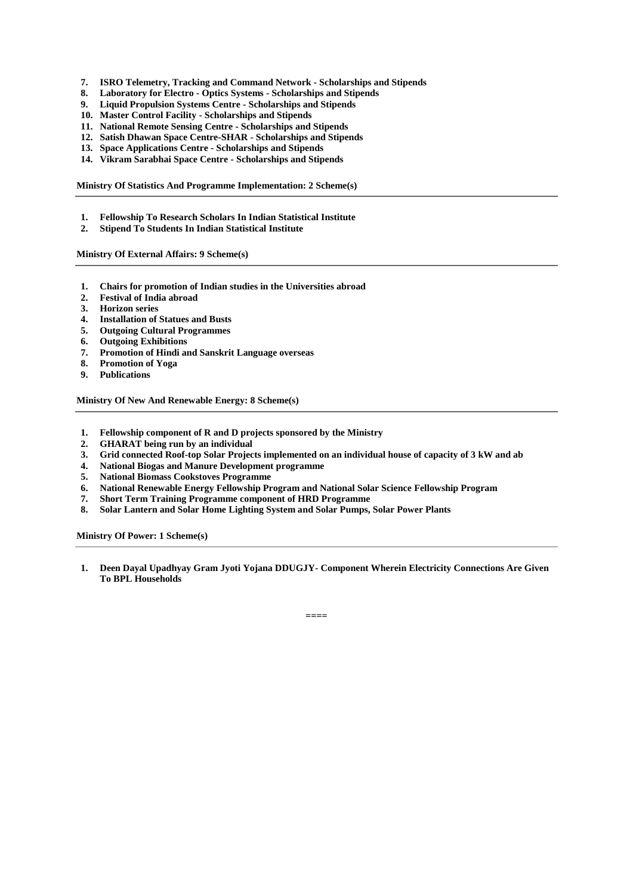7. **ISRO Telemetry, Tracking and Command Network - Scholarships and Stipends**
8. **Laboratory for Electro - Optics Systems - Scholarships and Stipends**
9. **Liquid Propulsion Systems Centre - Scholarships and Stipends**
10. **Master Control Facility - Scholarships and Stipends**
11. **National Remote Sensing Centre - Scholarships and Stipends**
12. **Satish Dhawan Space Centre-SHAR - Scholarships and Stipends**
13. **Space Applications Centre - Scholarships and Stipends**
14. **Vikram Sarabhai Space Centre - Scholarships and Stipends**

**Ministry Of Statistics And Programme Implementation: 2 Scheme(s)**

---

1. **Fellowship To Research Scholars In Indian Statistical Institute**
2. **Stipend To Students In Indian Statistical Institute**

**Ministry Of External Affairs: 9 Scheme(s)**

---

1. **Chairs for promotion of Indian studies in the Universities abroad**
2. **Festival of India abroad**
3. **Horizon series**
4. **Installation of Statues and Busts**
5. **Outgoing Cultural Programmes**
6. **Outgoing Exhibitions**
7. **Promotion of Hindi and Sanskrit Language overseas**
8. **Promotion of Yoga**
9. **Publications**

**Ministry Of New And Renewable Energy: 8 Scheme(s)**

---

1. **Fellowship component of R and D projects sponsored by the Ministry**
2. **GHARAT being run by an individual**
3. **Grid connected Roof-top Solar Projects implemented on an individual house of capacity of 3 kW and ab**
4. **National Biogas and Manure Development programme**
5. **National Biomass Cookstoves Programme**
6. **National Renewable Energy Fellowship Program and National Solar Science Fellowship Program**
7. **Short Term Training Programme component of HRD Programme**
8. **Solar Lantern and Solar Home Lighting System and Solar Pumps, Solar Power Plants**

**Ministry Of Power: 1 Scheme(s)**

---

1. **Deen Dayal Upadhyay Gram Jyoti Yojana DDUGJY- Component Wherein Electricity Connections Are Given To BPL Households**

====